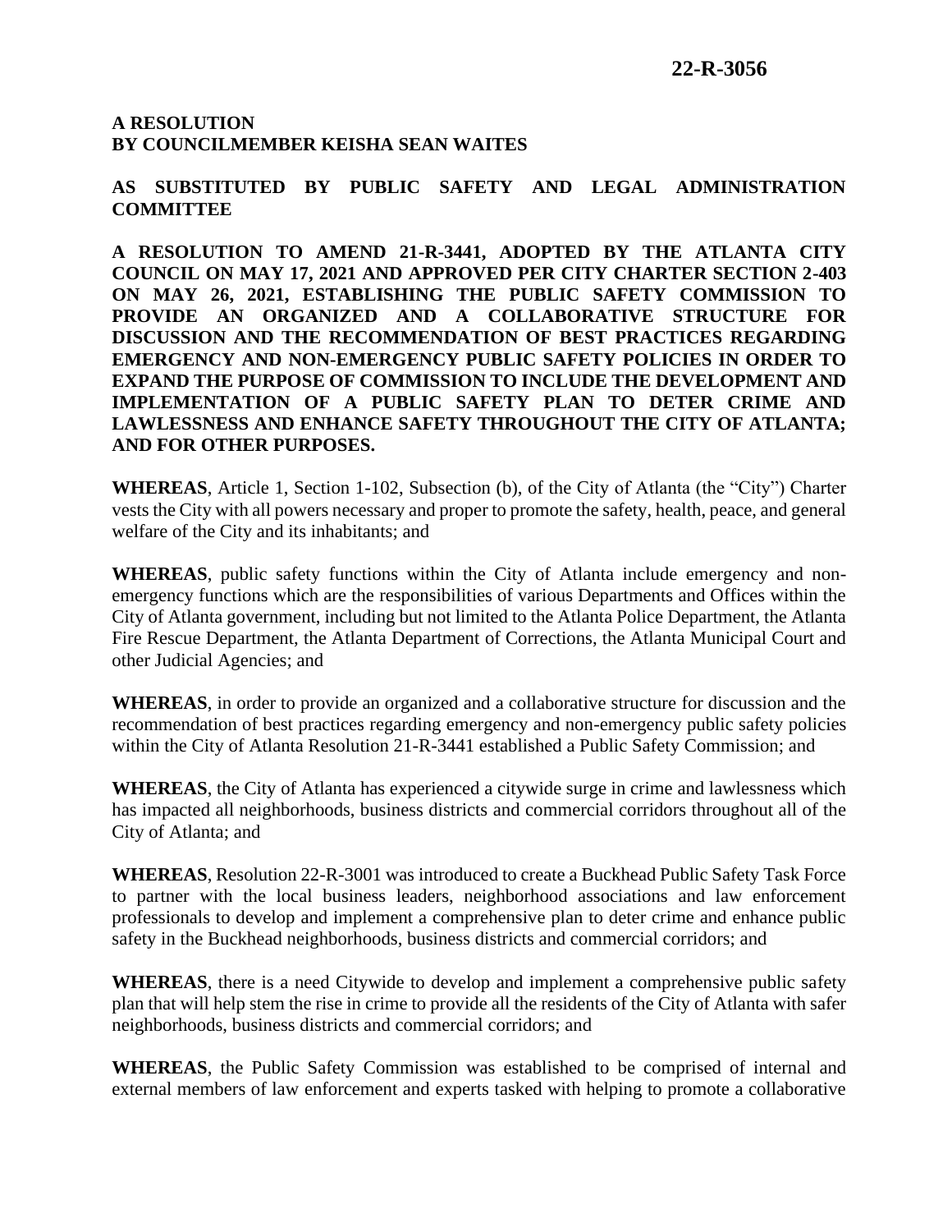**22-R-3056**

**A RESOLUTION**
**BY COUNCILMEMBER KEISHA SEAN WAITES**

**AS SUBSTITUTED BY PUBLIC SAFETY AND LEGAL ADMINISTRATION COMMITTEE**

**A RESOLUTION TO AMEND 21-R-3441, ADOPTED BY THE ATLANTA CITY COUNCIL ON MAY 17, 2021 AND APPROVED PER CITY CHARTER SECTION 2-403 ON MAY 26, 2021, ESTABLISHING THE PUBLIC SAFETY COMMISSION TO PROVIDE AN ORGANIZED AND A COLLABORATIVE STRUCTURE FOR DISCUSSION AND THE RECOMMENDATION OF BEST PRACTICES REGARDING EMERGENCY AND NON-EMERGENCY PUBLIC SAFETY POLICIES IN ORDER TO EXPAND THE PURPOSE OF COMMISSION TO INCLUDE THE DEVELOPMENT AND IMPLEMENTATION OF A PUBLIC SAFETY PLAN TO DETER CRIME AND LAWLESSNESS AND ENHANCE SAFETY THROUGHOUT THE CITY OF ATLANTA; AND FOR OTHER PURPOSES.**

**WHEREAS**, Article 1, Section 1-102, Subsection (b), of the City of Atlanta (the "City") Charter vests the City with all powers necessary and proper to promote the safety, health, peace, and general welfare of the City and its inhabitants; and

**WHEREAS**, public safety functions within the City of Atlanta include emergency and non-emergency functions which are the responsibilities of various Departments and Offices within the City of Atlanta government, including but not limited to the Atlanta Police Department, the Atlanta Fire Rescue Department, the Atlanta Department of Corrections, the Atlanta Municipal Court and other Judicial Agencies; and

**WHEREAS**, in order to provide an organized and a collaborative structure for discussion and the recommendation of best practices regarding emergency and non-emergency public safety policies within the City of Atlanta Resolution 21-R-3441 established a Public Safety Commission; and

**WHEREAS**, the City of Atlanta has experienced a citywide surge in crime and lawlessness which has impacted all neighborhoods, business districts and commercial corridors throughout all of the City of Atlanta; and

**WHEREAS**, Resolution 22-R-3001 was introduced to create a Buckhead Public Safety Task Force to partner with the local business leaders, neighborhood associations and law enforcement professionals to develop and implement a comprehensive plan to deter crime and enhance public safety in the Buckhead neighborhoods, business districts and commercial corridors; and

**WHEREAS**, there is a need Citywide to develop and implement a comprehensive public safety plan that will help stem the rise in crime to provide all the residents of the City of Atlanta with safer neighborhoods, business districts and commercial corridors; and

**WHEREAS**, the Public Safety Commission was established to be comprised of internal and external members of law enforcement and experts tasked with helping to promote a collaborative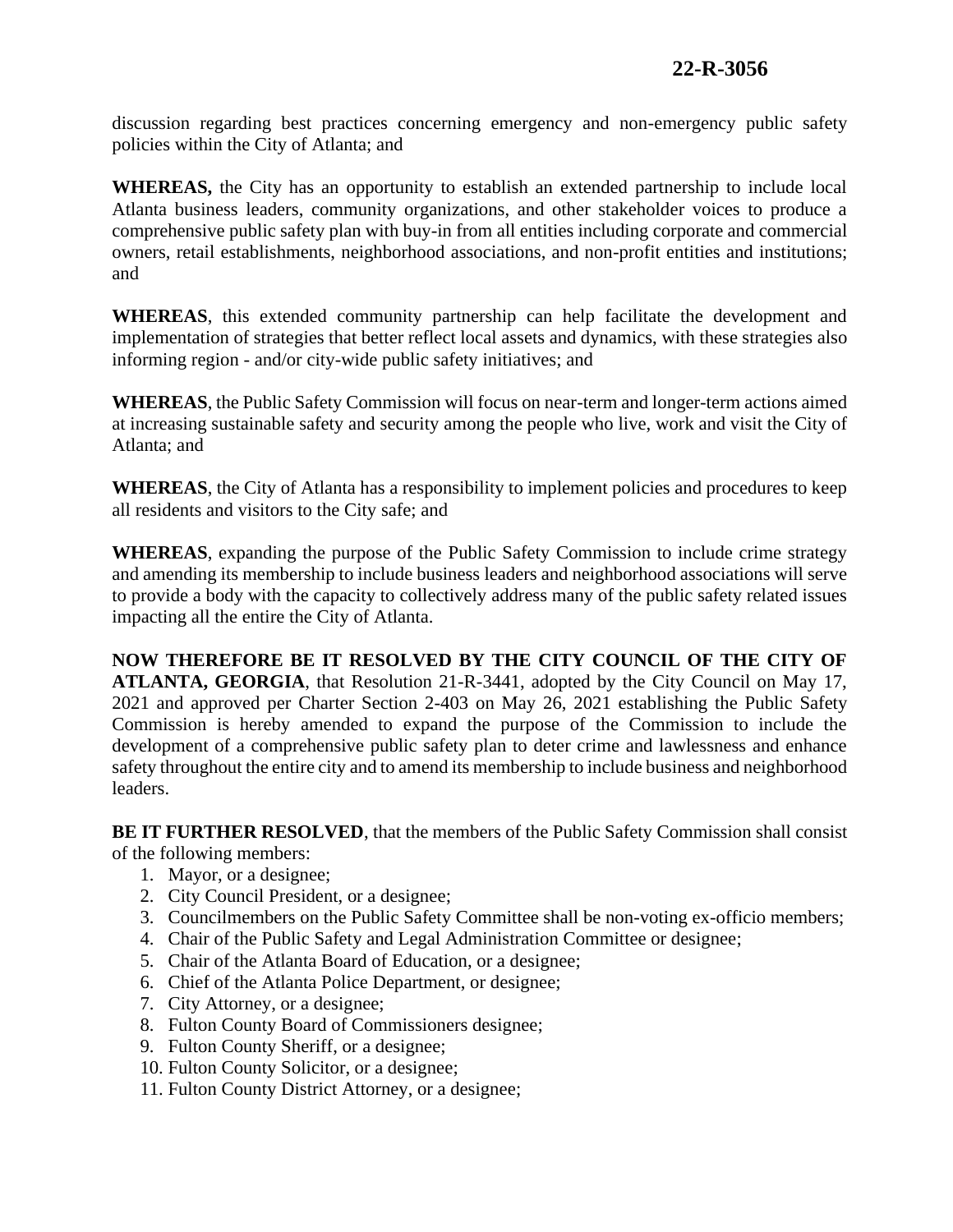discussion regarding best practices concerning emergency and non-emergency public safety policies within the City of Atlanta; and

**WHEREAS,** the City has an opportunity to establish an extended partnership to include local Atlanta business leaders, community organizations, and other stakeholder voices to produce a comprehensive public safety plan with buy-in from all entities including corporate and commercial owners, retail establishments, neighborhood associations, and non-profit entities and institutions; and

**WHEREAS**, this extended community partnership can help facilitate the development and implementation of strategies that better reflect local assets and dynamics, with these strategies also informing region - and/or city-wide public safety initiatives; and

**WHEREAS**, the Public Safety Commission will focus on near-term and longer-term actions aimed at increasing sustainable safety and security among the people who live, work and visit the City of Atlanta; and

**WHEREAS**, the City of Atlanta has a responsibility to implement policies and procedures to keep all residents and visitors to the City safe; and

**WHEREAS**, expanding the purpose of the Public Safety Commission to include crime strategy and amending its membership to include business leaders and neighborhood associations will serve to provide a body with the capacity to collectively address many of the public safety related issues impacting all the entire the City of Atlanta.

**NOW THEREFORE BE IT RESOLVED BY THE CITY COUNCIL OF THE CITY OF ATLANTA, GEORGIA**, that Resolution 21-R-3441, adopted by the City Council on May 17, 2021 and approved per Charter Section 2-403 on May 26, 2021 establishing the Public Safety Commission is hereby amended to expand the purpose of the Commission to include the development of a comprehensive public safety plan to deter crime and lawlessness and enhance safety throughout the entire city and to amend its membership to include business and neighborhood leaders.

**BE IT FURTHER RESOLVED**, that the members of the Public Safety Commission shall consist of the following members:

1. Mayor, or a designee;
2. City Council President, or a designee;
3. Councilmembers on the Public Safety Committee shall be non-voting ex-officio members;
4. Chair of the Public Safety and Legal Administration Committee or designee;
5. Chair of the Atlanta Board of Education, or a designee;
6. Chief of the Atlanta Police Department, or designee;
7. City Attorney, or a designee;
8. Fulton County Board of Commissioners designee;
9. Fulton County Sheriff, or a designee;
10. Fulton County Solicitor, or a designee;
11. Fulton County District Attorney, or a designee;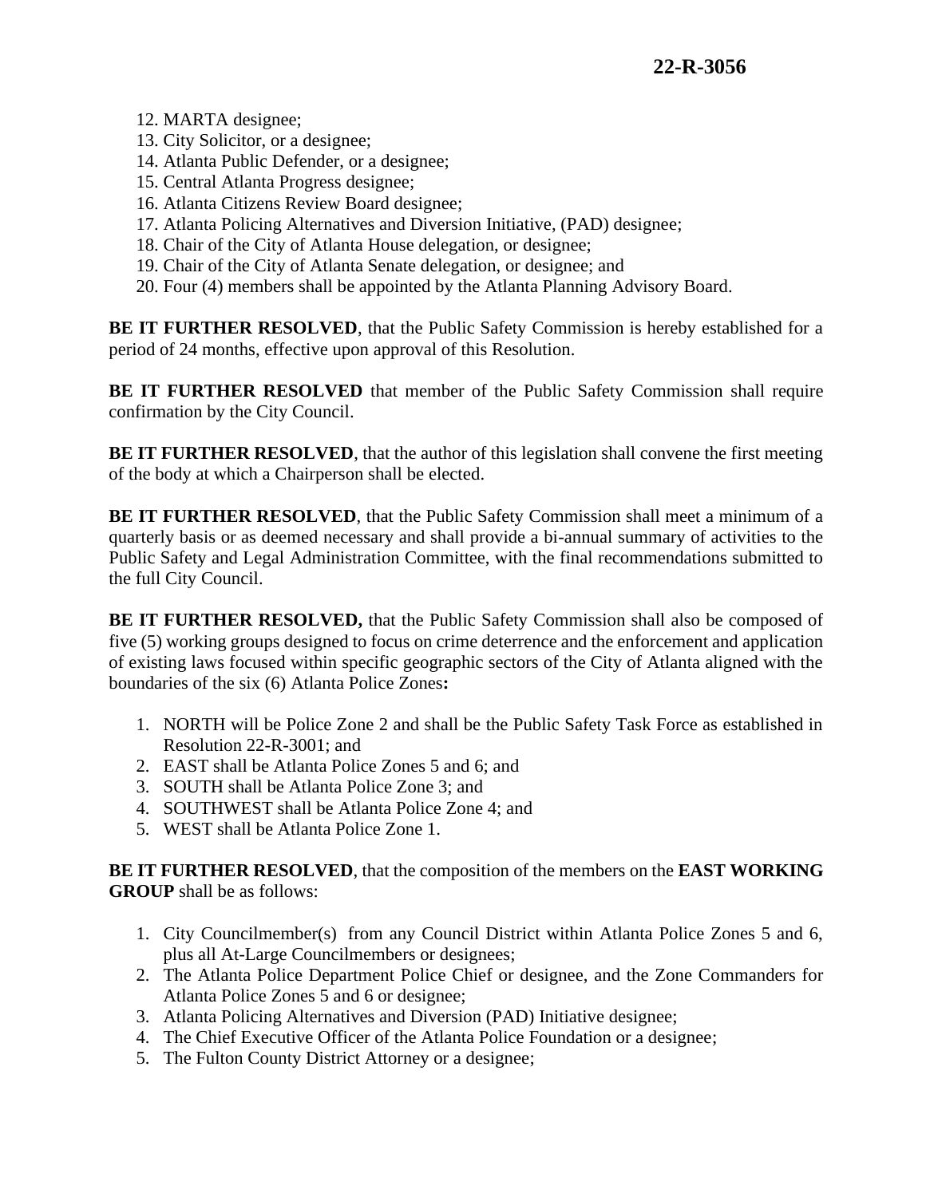12. MARTA designee;
13. City Solicitor, or a designee;
14. Atlanta Public Defender, or a designee;
15. Central Atlanta Progress designee;
16. Atlanta Citizens Review Board designee;
17. Atlanta Policing Alternatives and Diversion Initiative, (PAD) designee;
18. Chair of the City of Atlanta House delegation, or designee;
19. Chair of the City of Atlanta Senate delegation, or designee; and
20. Four (4) members shall be appointed by the Atlanta Planning Advisory Board.

**BE IT FURTHER RESOLVED**, that the Public Safety Commission is hereby established for a period of 24 months, effective upon approval of this Resolution.

**BE IT FURTHER RESOLVED** that member of the Public Safety Commission shall require confirmation by the City Council.

**BE IT FURTHER RESOLVED**, that the author of this legislation shall convene the first meeting of the body at which a Chairperson shall be elected.

**BE IT FURTHER RESOLVED**, that the Public Safety Commission shall meet a minimum of a quarterly basis or as deemed necessary and shall provide a bi-annual summary of activities to the Public Safety and Legal Administration Committee, with the final recommendations submitted to the full City Council.

**BE IT FURTHER RESOLVED,** that the Public Safety Commission shall also be composed of five (5) working groups designed to focus on crime deterrence and the enforcement and application of existing laws focused within specific geographic sectors of the City of Atlanta aligned with the boundaries of the six (6) Atlanta Police Zones**:**

1. NORTH will be Police Zone 2 and shall be the Public Safety Task Force as established in Resolution 22-R-3001; and
2. EAST shall be Atlanta Police Zones 5 and 6; and
3. SOUTH shall be Atlanta Police Zone 3; and
4. SOUTHWEST shall be Atlanta Police Zone 4; and
5. WEST shall be Atlanta Police Zone 1.

**BE IT FURTHER RESOLVED**, that the composition of the members on the **EAST WORKING GROUP** shall be as follows:

1. City Councilmember(s) from any Council District within Atlanta Police Zones 5 and 6, plus all At-Large Councilmembers or designees;
2. The Atlanta Police Department Police Chief or designee, and the Zone Commanders for Atlanta Police Zones 5 and 6 or designee;
3. Atlanta Policing Alternatives and Diversion (PAD) Initiative designee;
4. The Chief Executive Officer of the Atlanta Police Foundation or a designee;
5. The Fulton County District Attorney or a designee;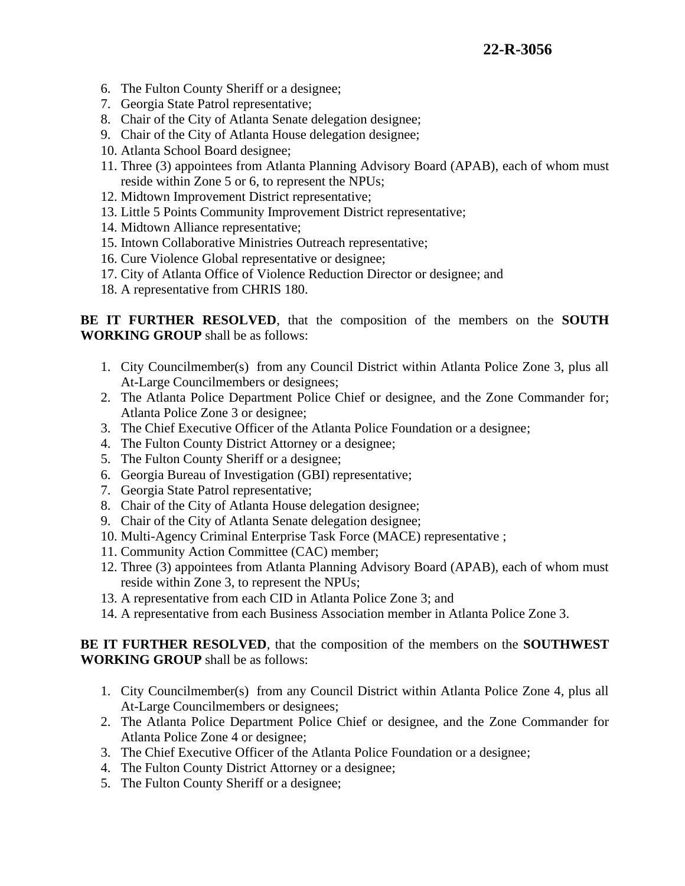6. The Fulton County Sheriff or a designee;
7. Georgia State Patrol representative;
8. Chair of the City of Atlanta Senate delegation designee;
9. Chair of the City of Atlanta House delegation designee;
10. Atlanta School Board designee;
11. Three (3) appointees from Atlanta Planning Advisory Board (APAB), each of whom must reside within Zone 5 or 6, to represent the NPUs;
12. Midtown Improvement District representative;
13. Little 5 Points Community Improvement District representative;
14. Midtown Alliance representative;
15. Intown Collaborative Ministries Outreach representative;
16. Cure Violence Global representative or designee;
17. City of Atlanta Office of Violence Reduction Director or designee; and
18. A representative from CHRIS 180.

**BE IT FURTHER RESOLVED**, that the composition of the members on the **SOUTH WORKING GROUP** shall be as follows:

1. City Councilmember(s) from any Council District within Atlanta Police Zone 3, plus all At-Large Councilmembers or designees;
2. The Atlanta Police Department Police Chief or designee, and the Zone Commander for; Atlanta Police Zone 3 or designee;
3. The Chief Executive Officer of the Atlanta Police Foundation or a designee;
4. The Fulton County District Attorney or a designee;
5. The Fulton County Sheriff or a designee;
6. Georgia Bureau of Investigation (GBI) representative;
7. Georgia State Patrol representative;
8. Chair of the City of Atlanta House delegation designee;
9. Chair of the City of Atlanta Senate delegation designee;
10. Multi-Agency Criminal Enterprise Task Force (MACE) representative ;
11. Community Action Committee (CAC) member;
12. Three (3) appointees from Atlanta Planning Advisory Board (APAB), each of whom must reside within Zone 3, to represent the NPUs;
13. A representative from each CID in Atlanta Police Zone 3; and
14. A representative from each Business Association member in Atlanta Police Zone 3.

**BE IT FURTHER RESOLVED**, that the composition of the members on the **SOUTHWEST WORKING GROUP** shall be as follows:

1. City Councilmember(s) from any Council District within Atlanta Police Zone 4, plus all At-Large Councilmembers or designees;
2. The Atlanta Police Department Police Chief or designee, and the Zone Commander for Atlanta Police Zone 4 or designee;
3. The Chief Executive Officer of the Atlanta Police Foundation or a designee;
4. The Fulton County District Attorney or a designee;
5. The Fulton County Sheriff or a designee;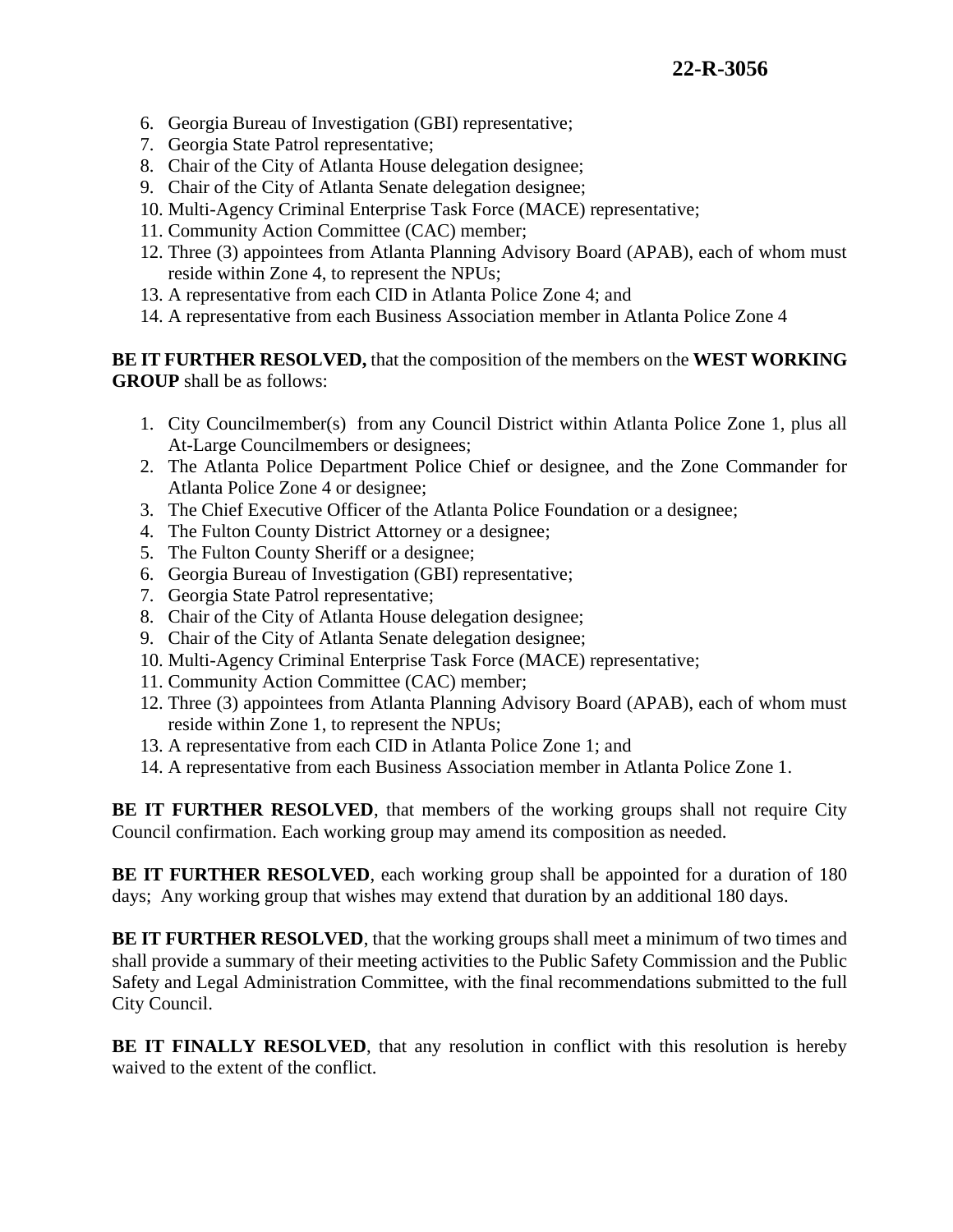6. Georgia Bureau of Investigation (GBI) representative;
7. Georgia State Patrol representative;
8. Chair of the City of Atlanta House delegation designee;
9. Chair of the City of Atlanta Senate delegation designee;
10. Multi-Agency Criminal Enterprise Task Force (MACE) representative;
11. Community Action Committee (CAC) member;
12. Three (3) appointees from Atlanta Planning Advisory Board (APAB), each of whom must reside within Zone 4, to represent the NPUs;
13. A representative from each CID in Atlanta Police Zone 4; and
14. A representative from each Business Association member in Atlanta Police Zone 4

**BE IT FURTHER RESOLVED,** that the composition of the members on the **WEST WORKING GROUP** shall be as follows:

1. City Councilmember(s) from any Council District within Atlanta Police Zone 1, plus all At-Large Councilmembers or designees;
2. The Atlanta Police Department Police Chief or designee, and the Zone Commander for Atlanta Police Zone 4 or designee;
3. The Chief Executive Officer of the Atlanta Police Foundation or a designee;
4. The Fulton County District Attorney or a designee;
5. The Fulton County Sheriff or a designee;
6. Georgia Bureau of Investigation (GBI) representative;
7. Georgia State Patrol representative;
8. Chair of the City of Atlanta House delegation designee;
9. Chair of the City of Atlanta Senate delegation designee;
10. Multi-Agency Criminal Enterprise Task Force (MACE) representative;
11. Community Action Committee (CAC) member;
12. Three (3) appointees from Atlanta Planning Advisory Board (APAB), each of whom must reside within Zone 1, to represent the NPUs;
13. A representative from each CID in Atlanta Police Zone 1; and
14. A representative from each Business Association member in Atlanta Police Zone 1.

**BE IT FURTHER RESOLVED**, that members of the working groups shall not require City Council confirmation. Each working group may amend its composition as needed.

**BE IT FURTHER RESOLVED**, each working group shall be appointed for a duration of 180 days; Any working group that wishes may extend that duration by an additional 180 days.

**BE IT FURTHER RESOLVED**, that the working groups shall meet a minimum of two times and shall provide a summary of their meeting activities to the Public Safety Commission and the Public Safety and Legal Administration Committee, with the final recommendations submitted to the full City Council.

**BE IT FINALLY RESOLVED**, that any resolution in conflict with this resolution is hereby waived to the extent of the conflict.